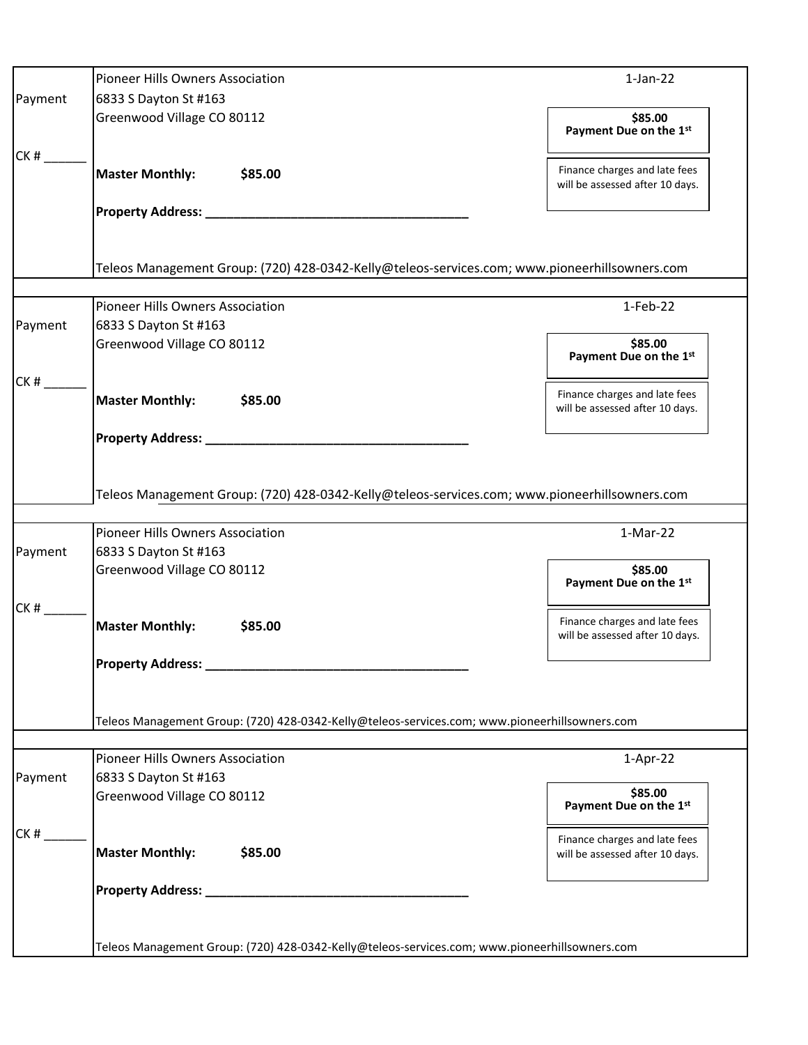| Payment<br><br>CK # ______ | Pioneer Hills Owners Association<br>6833 S Dayton St #163<br>Greenwood Village CO 80112<br><br>**Master Monthly: $85.00**<br><br>**Property Address: ____________________________________**<br><br>Teleos Management Group: (720) 428-0342-Kelly@teleos-services.com; www.pioneerhillsowners.com | 1-Jan-22<br><br>**$85.00**<br>**Payment Due on the 1st**<br><br>Finance charges and late fees will be assessed after 10 days. |
|---|---|---|
| Payment<br><br>CK # ______ | Pioneer Hills Owners Association<br>6833 S Dayton St #163<br>Greenwood Village CO 80112<br><br>**Master Monthly: $85.00**<br><br>**Property Address: ____________________________________**<br><br>Teleos Management Group: (720) 428-0342-Kelly@teleos-services.com; www.pioneerhillsowners.com | 1-Feb-22<br><br>**$85.00**<br>**Payment Due on the 1st**<br><br>Finance charges and late fees will be assessed after 10 days. |
| Payment<br><br>CK # ______ | Pioneer Hills Owners Association<br>6833 S Dayton St #163<br>Greenwood Village CO 80112<br><br>**Master Monthly: $85.00**<br><br>**Property Address: ____________________________________**<br><br>Teleos Management Group: (720) 428-0342-Kelly@teleos-services.com; www.pioneerhillsowners.com | 1-Mar-22<br><br>**$85.00**<br>**Payment Due on the 1st**<br><br>Finance charges and late fees will be assessed after 10 days. |
| Payment<br><br>CK # ______ | Pioneer Hills Owners Association<br>6833 S Dayton St #163<br>Greenwood Village CO 80112<br><br>**Master Monthly: $85.00**<br><br>**Property Address: ____________________________________**<br><br>Teleos Management Group: (720) 428-0342-Kelly@teleos-services.com; www.pioneerhillsowners.com | 1-Apr-22<br><br>**$85.00**<br>**Payment Due on the 1st**<br><br>Finance charges and late fees will be assessed after 10 days. |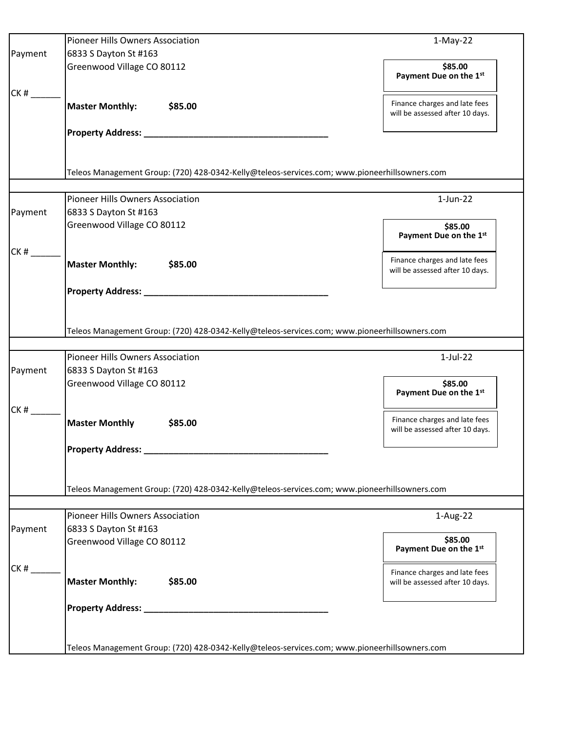| | | |
|---|---|---|
| Payment | Pioneer Hills Owners Association | 1-May-22 |
| | 6833 S Dayton St #163 | |
| | Greenwood Village CO 80112 | **$85.00** **Payment Due on the 1st** |
| CK # ______ | **Master Monthly:** **$85.00** | Finance charges and late fees will be assessed after 10 days. |
| | **Property Address: ______________________________________** | |
| | Teleos Management Group: (720) 428-0342-Kelly@teleos-services.com; www.pioneerhillsowners.com | |

| | | |
|---|---|---|
| Payment | Pioneer Hills Owners Association | 1-Jun-22 |
| | 6833 S Dayton St #163 | |
| | Greenwood Village CO 80112 | **$85.00** **Payment Due on the 1st** |
| CK # ______ | **Master Monthly:** **$85.00** | Finance charges and late fees will be assessed after 10 days. |
| | **Property Address: ______________________________________** | |
| | Teleos Management Group: (720) 428-0342-Kelly@teleos-services.com; www.pioneerhillsowners.com | |

| | | |
|---|---|---|
| Payment | Pioneer Hills Owners Association | 1-Jul-22 |
| | 6833 S Dayton St #163 | |
| | Greenwood Village CO 80112 | **$85.00** **Payment Due on the 1st** |
| CK # ______ | **Master Monthly** **$85.00** | Finance charges and late fees will be assessed after 10 days. |
| | **Property Address: ______________________________________** | |
| | Teleos Management Group: (720) 428-0342-Kelly@teleos-services.com; www.pioneerhillsowners.com | |

| | | |
|---|---|---|
| Payment | Pioneer Hills Owners Association | 1-Aug-22 |
| | 6833 S Dayton St #163 | |
| | Greenwood Village CO 80112 | **$85.00** **Payment Due on the 1st** |
| CK # ______ | **Master Monthly:** **$85.00** | Finance charges and late fees will be assessed after 10 days. |
| | **Property Address: ______________________________________** | |
| | Teleos Management Group: (720) 428-0342-Kelly@teleos-services.com; www.pioneerhillsowners.com | |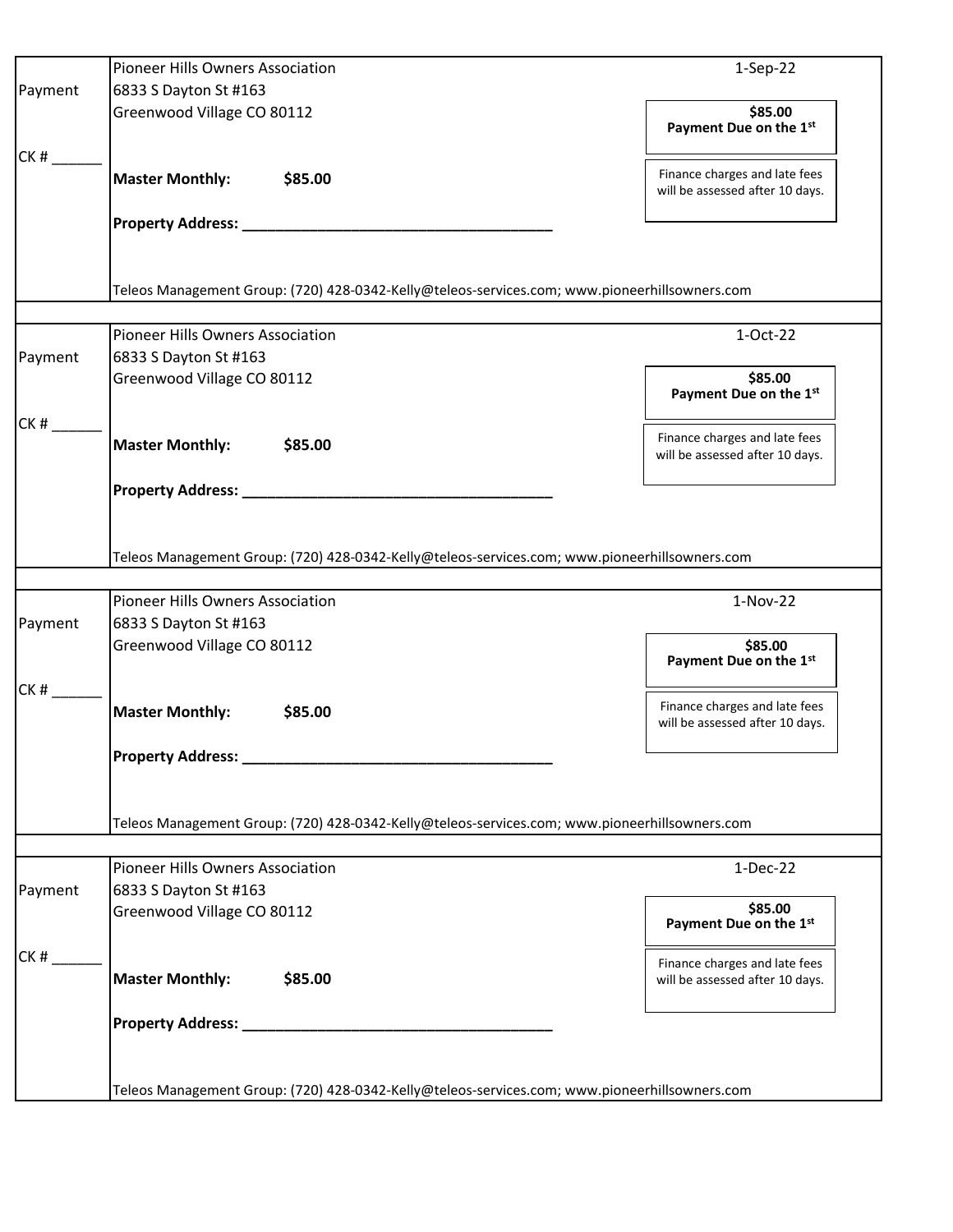Payment

CK # ______

Pioneer Hills Owners Association
6833 S Dayton St #163
Greenwood Village CO 80112

1-Sep-22

**$85.00**
**Payment Due on the 1st**

**Master Monthly:** **$85.00**

Finance charges and late fees will be assessed after 10 days.

**Property Address: _____________________________________**

Teleos Management Group: (720) 428-0342-Kelly@teleos-services.com; www.pioneerhillsowners.com

---

Payment

CK # ______

Pioneer Hills Owners Association
6833 S Dayton St #163
Greenwood Village CO 80112

1-Oct-22

**$85.00**
**Payment Due on the 1st**

**Master Monthly:** **$85.00**

Finance charges and late fees will be assessed after 10 days.

**Property Address: _____________________________________**

Teleos Management Group: (720) 428-0342-Kelly@teleos-services.com; www.pioneerhillsowners.com

---

Payment

CK # ______

Pioneer Hills Owners Association
6833 S Dayton St #163
Greenwood Village CO 80112

1-Nov-22

**$85.00**
**Payment Due on the 1st**

**Master Monthly:** **$85.00**

Finance charges and late fees will be assessed after 10 days.

**Property Address: _____________________________________**

Teleos Management Group: (720) 428-0342-Kelly@teleos-services.com; www.pioneerhillsowners.com

---

Payment

CK # ______

Pioneer Hills Owners Association
6833 S Dayton St #163
Greenwood Village CO 80112

1-Dec-22

**$85.00**
**Payment Due on the 1st**

**Master Monthly:** **$85.00**

Finance charges and late fees will be assessed after 10 days.

**Property Address: _____________________________________**

Teleos Management Group: (720) 428-0342-Kelly@teleos-services.com; www.pioneerhillsowners.com